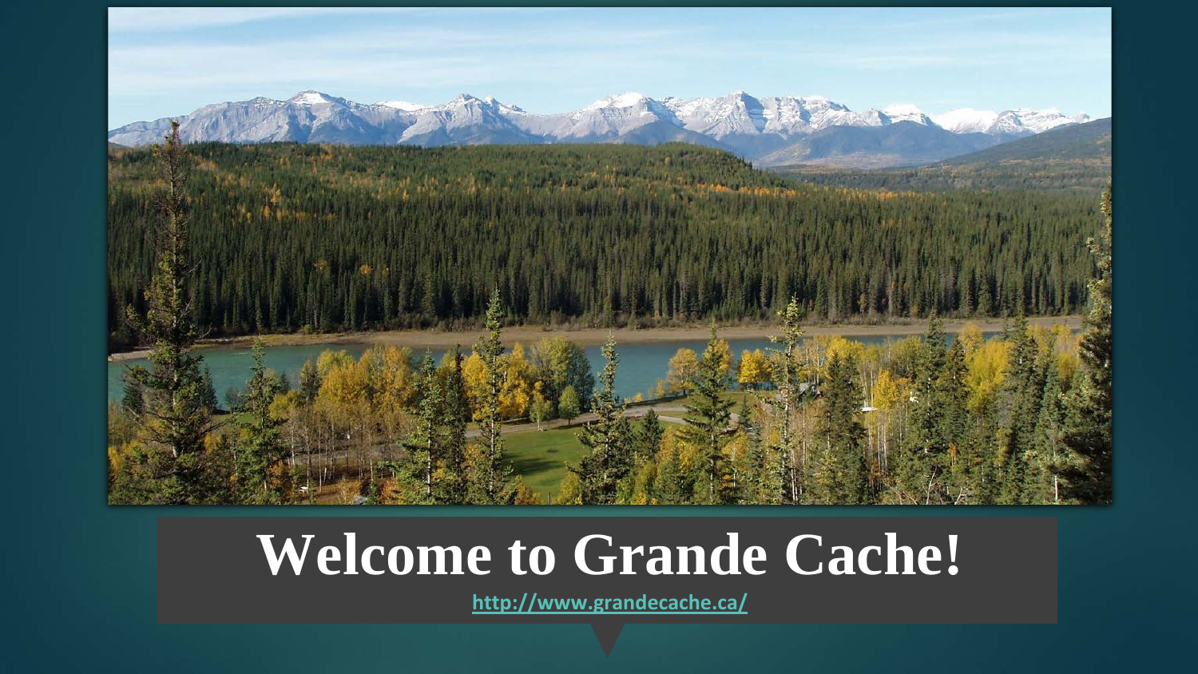# Welcome to Grande Cache!

http://www.grandecache.ca/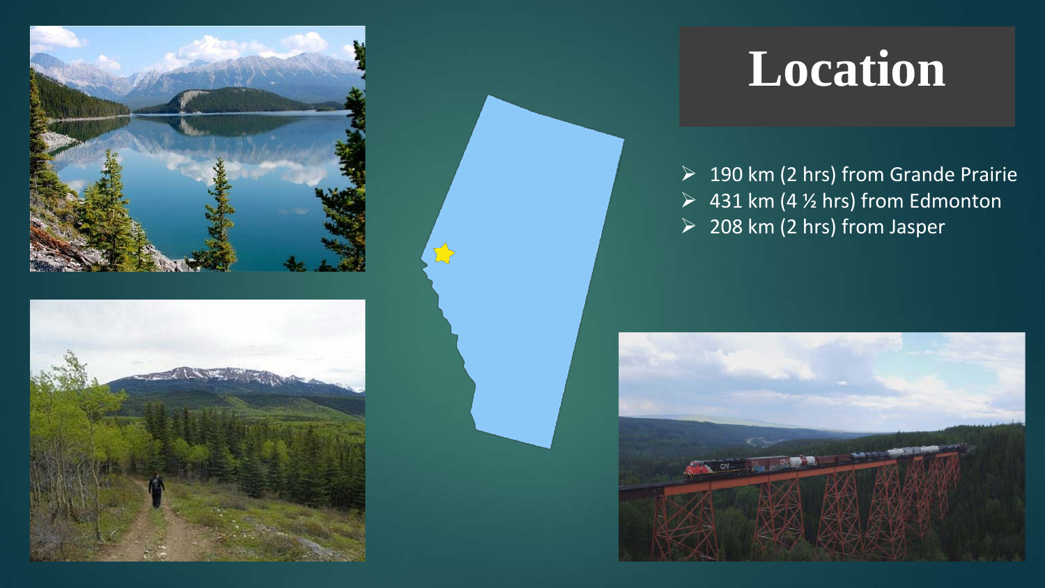# Location

- 190 km (2 hrs) from Grande Prairie
- 431 km (4 ½ hrs) from Edmonton
- 208 km (2 hrs) from Jasper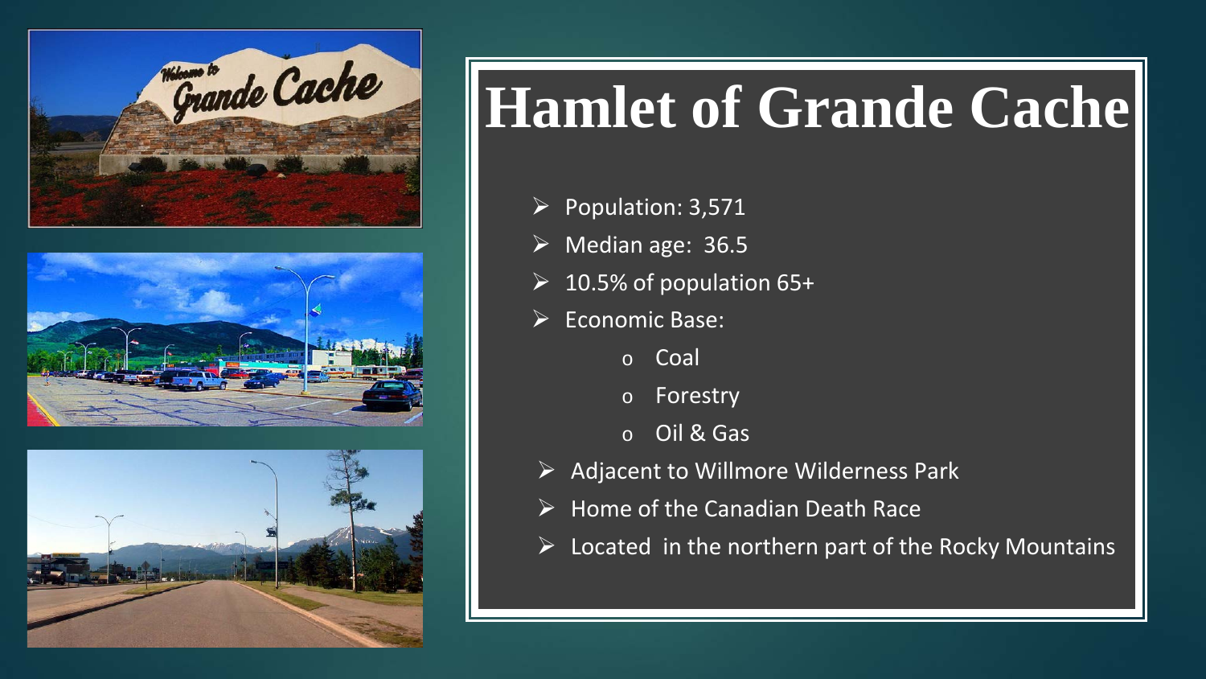# Hamlet of Grande Cache

- Population: 3,571
- Median age: 36.5
- 10.5% of population 65+
- Economic Base:
  - Coal
  - Forestry
  - Oil & Gas
- Adjacent to Willmore Wilderness Park
- Home of the Canadian Death Race
- Located in the northern part of the Rocky Mountains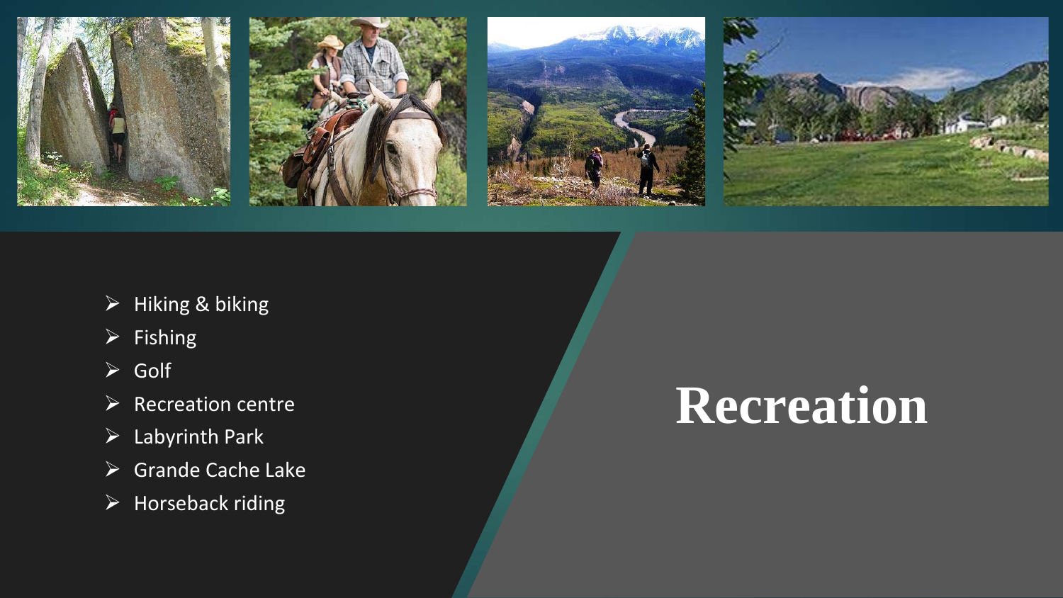# Recreation

- Hiking & biking
- Fishing
- Golf
- Recreation centre
- Labyrinth Park
- Grande Cache Lake
- Horseback riding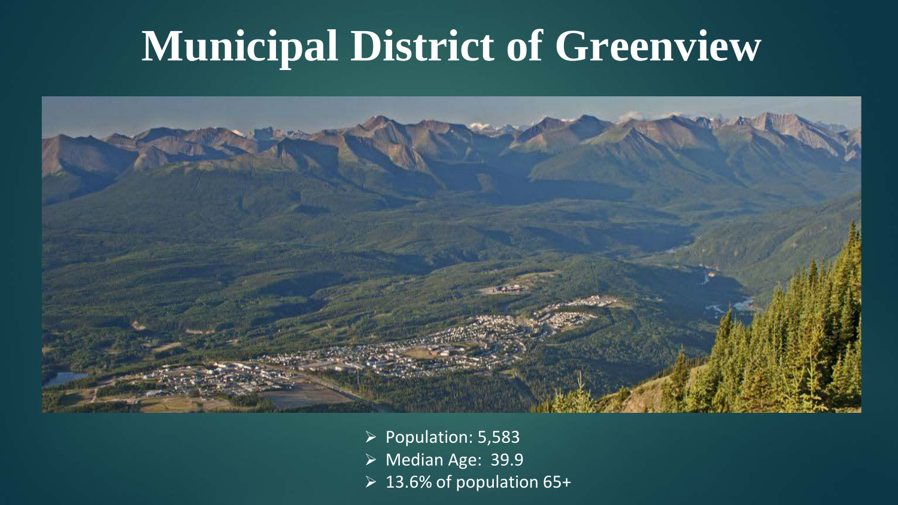# Municipal District of Greenview

- Population: 5,583
- Median Age: 39.9
- 13.6% of population 65+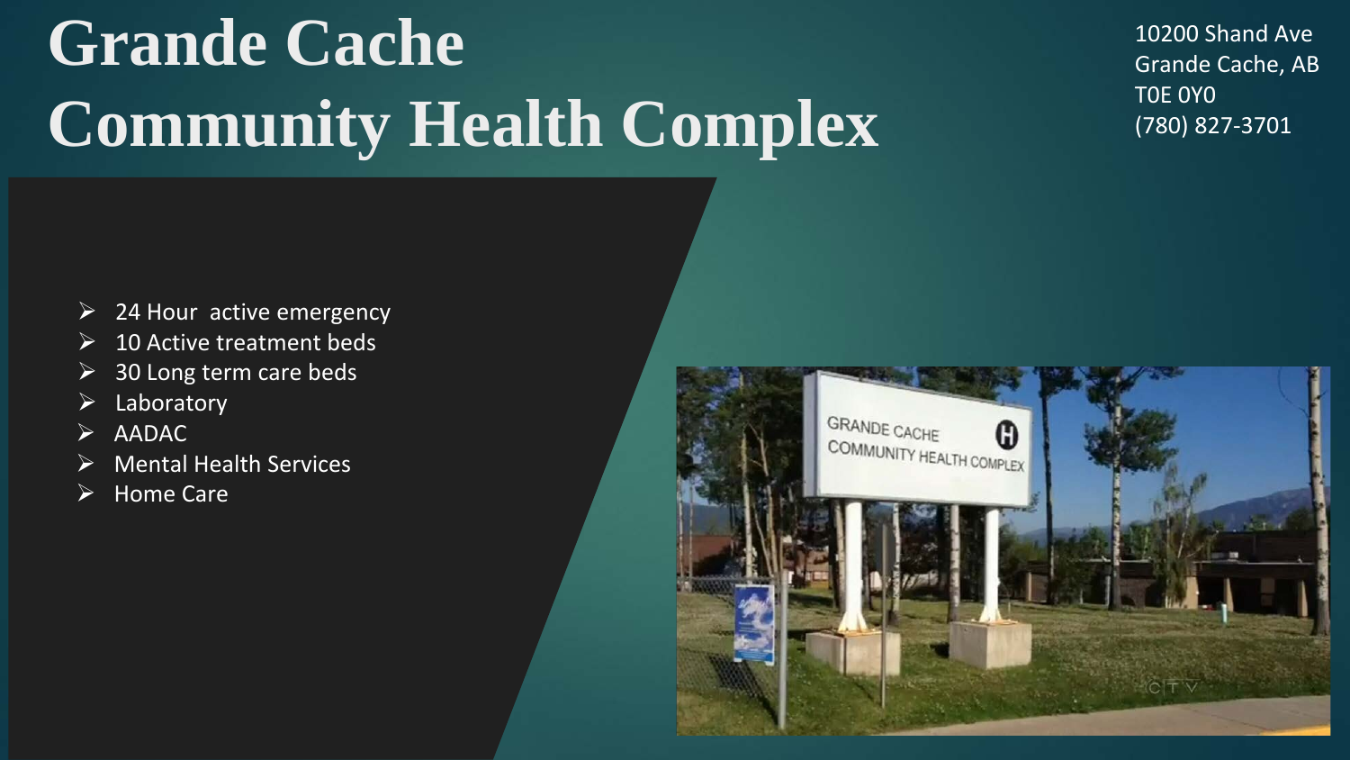# Grande Cache Community Health Complex

10200 Shand Ave
Grande Cache, AB
T0E 0Y0
(780) 827-3701

- 24 Hour active emergency
- 10 Active treatment beds
- 30 Long term care beds
- Laboratory
- AADAC
- Mental Health Services
- Home Care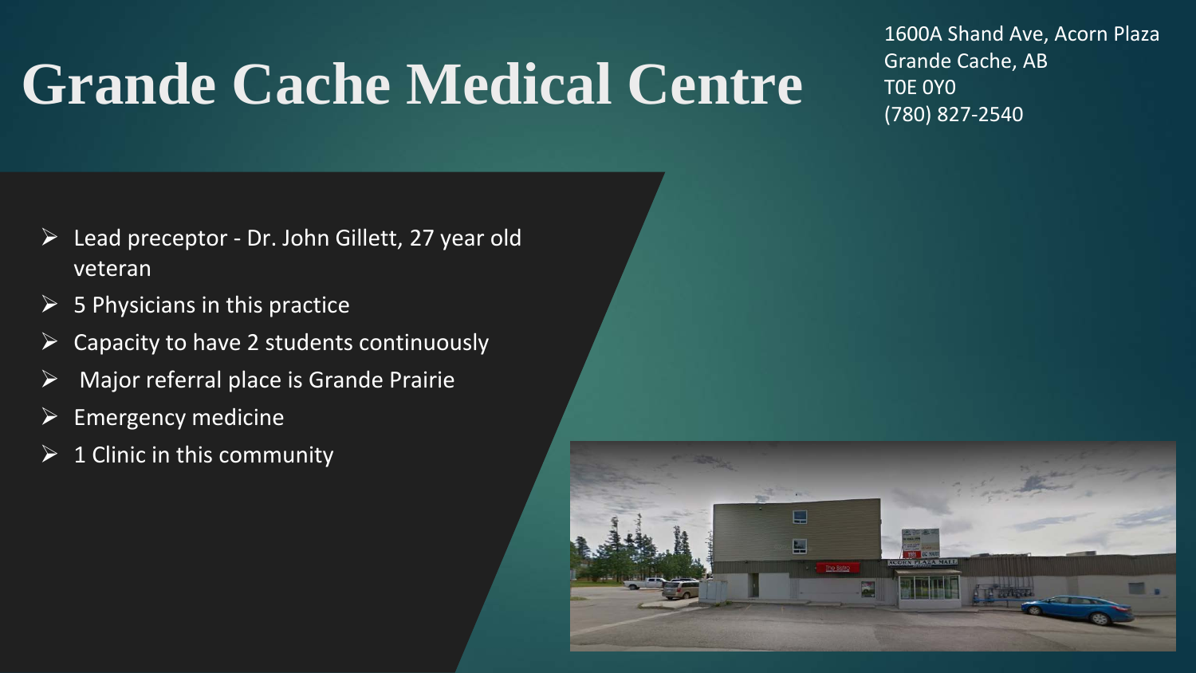# Grande Cache Medical Centre

1600A Shand Ave, Acorn Plaza
Grande Cache, AB
T0E 0Y0
(780) 827-2540

- Lead preceptor - Dr. John Gillett, 27 year old veteran
- 5 Physicians in this practice
- Capacity to have 2 students continuously
- Major referral place is Grande Prairie
- Emergency medicine
- 1 Clinic in this community